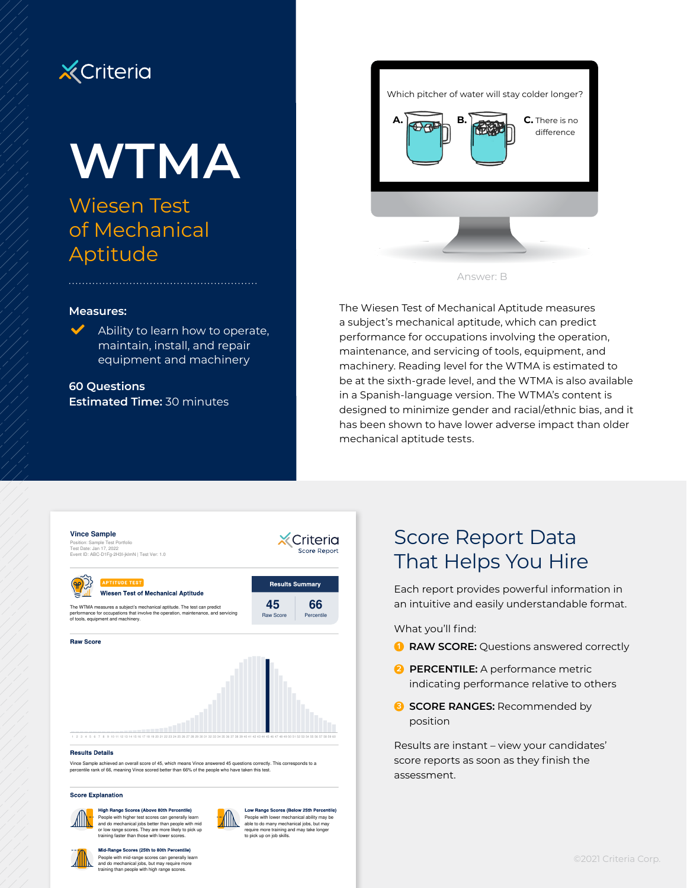Criteria

# WTMA

## Wiesen Test of Mechanical Aptitude

**Measures:**

- Ability to learn how to operate, maintain, install, and repair equipment and machinery

**60 Questions**
**Estimated Time:** 30 minutes

Which pitcher of water will stay colder longer?

A. B. C. There is no difference

Answer: B

The Wiesen Test of Mechanical Aptitude measures a subject's mechanical aptitude, which can predict performance for occupations involving the operation, maintenance, and servicing of tools, equipment, and machinery. Reading level for the WTMA is estimated to be at the sixth-grade level, and the WTMA is also available in a Spanish-language version. The WTMA's content is designed to minimize gender and racial/ethnic bias, and it has been shown to have lower adverse impact than older mechanical aptitude tests.

**Vince Sample**
Position: Sample Test Portfolio
Test Date: Jan 17, 2022
Event ID: ABC-D1Fg-2H3I-jklmN | Test Ver: 1.0

Criteria Score Report

APTITUDE TEST
**Wiesen Test of Mechanical Aptitude**

The WTMA measures a subject's mechanical aptitude. The test can predict performance for occupations that involve the operation, maintenance, and servicing of tools, equipment and machinery.

| Results Summary | |
|---|---|
| 45 | 66 |
| Raw Score | Percentile |

**Raw Score**

**Results Details**

Vince Sample achieved an overall score of 45, which means Vince answered 45 questions correctly. This corresponds to a percentile rank of 66, meaning Vince scored better than 66% of the people who have taken this test.

**Score Explanation**

**High Range Scores (Above 80th Percentile)**
People with higher test scores can generally learn and do mechanical jobs better than people with mid or low range scores. They are more likely to pick up training faster than those with lower scores.

**Low Range Scores (Below 25th Percentile)**
People with lower mechanical ability may be able to do many mechanical jobs, but may require more training and may take longer to pick up on job skills.

**Mid-Range Scores (25th to 80th Percentile)**
People with mid-range scores can generally learn and do mechanical jobs, but may require more training than people with high range scores.

## Score Report Data That Helps You Hire

Each report provides powerful information in an intuitive and easily understandable format.

What you'll find:

1. **RAW SCORE:** Questions answered correctly
2. **PERCENTILE:** A performance metric indicating performance relative to others
3. **SCORE RANGES:** Recommended by position

Results are instant – view your candidates' score reports as soon as they finish the assessment.

©2021 Criteria Corp.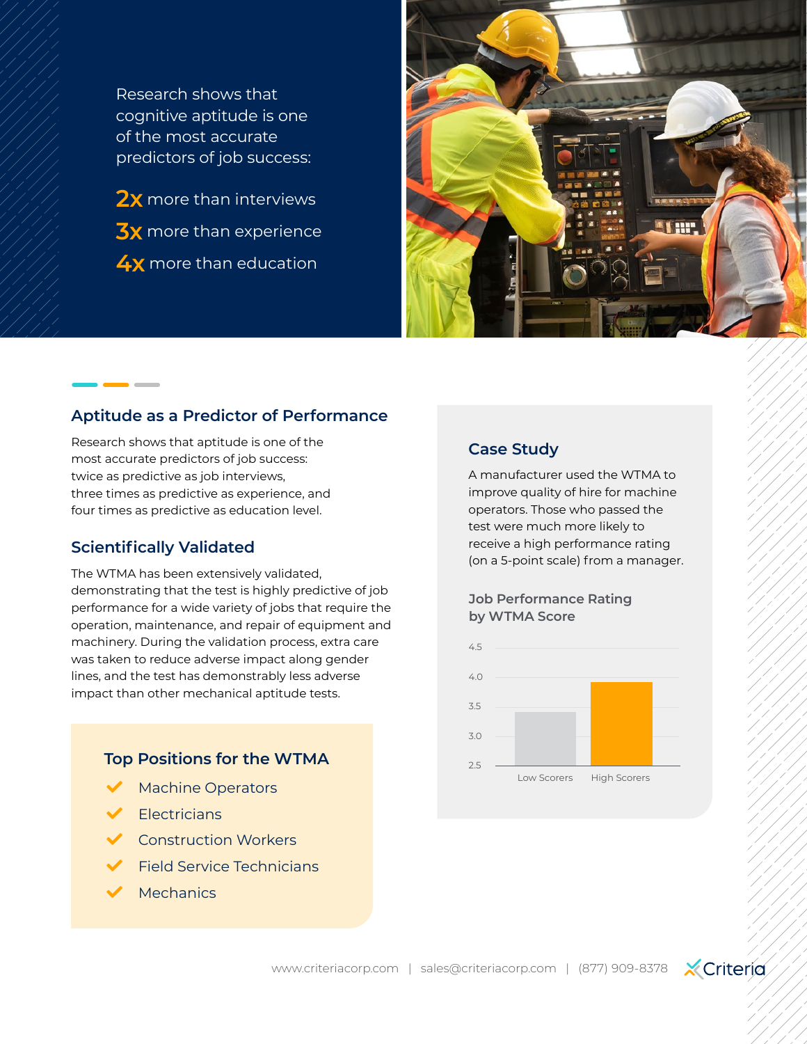Research shows that cognitive aptitude is one of the most accurate predictors of job success:

**2x** more than interviews

**3x** more than experience

**4x** more than education

## Aptitude as a Predictor of Performance

Research shows that aptitude is one of the most accurate predictors of job success: twice as predictive as job interviews, three times as predictive as experience, and four times as predictive as education level.

## Scientifically Validated

The WTMA has been extensively validated, demonstrating that the test is highly predictive of job performance for a wide variety of jobs that require the operation, maintenance, and repair of equipment and machinery. During the validation process, extra care was taken to reduce adverse impact along gender lines, and the test has demonstrably less adverse impact than other mechanical aptitude tests.

### Top Positions for the WTMA

- Machine Operators
- Electricians
- Construction Workers
- Field Service Technicians
- Mechanics

## Case Study

A manufacturer used the WTMA to improve quality of hire for machine operators. Those who passed the test were much more likely to receive a high performance rating (on a 5-point scale) from a manager.

### Job Performance Rating by WTMA Score

4.5
4.0
3.5
3.0
2.5

Low Scorers
High Scorers

www.criteriacorp.com | sales@criteriacorp.com | (877) 909-8378 Criteria